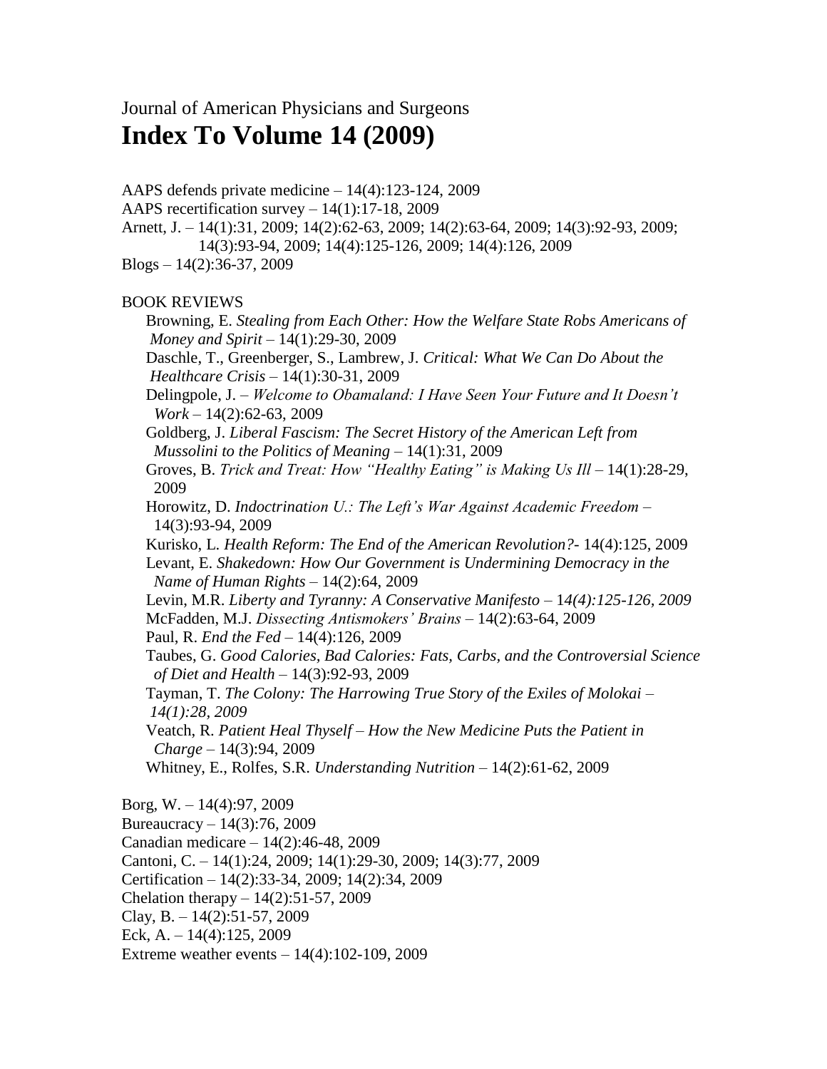Journal of American Physicians and Surgeons

# Index To Volume 14 (2009)

AAPS defends private medicine – 14(4):123-124, 2009
AAPS recertification survey – 14(1):17-18, 2009
Arnett, J. – 14(1):31, 2009; 14(2):62-63, 2009; 14(2):63-64, 2009; 14(3):92-93, 2009; 14(3):93-94, 2009; 14(4):125-126, 2009; 14(4):126, 2009
Blogs – 14(2):36-37, 2009

BOOK REVIEWS

Browning, E. *Stealing from Each Other: How the Welfare State Robs Americans of Money and Spirit* – 14(1):29-30, 2009
Daschle, T., Greenberger, S., Lambrew, J. *Critical: What We Can Do About the Healthcare Crisis* – 14(1):30-31, 2009
Delingpole, J. – *Welcome to Obamaland: I Have Seen Your Future and It Doesn't Work* – 14(2):62-63, 2009
Goldberg, J. *Liberal Fascism: The Secret History of the American Left from Mussolini to the Politics of Meaning* – 14(1):31, 2009
Groves, B. *Trick and Treat: How "Healthy Eating" is Making Us Ill* – 14(1):28-29, 2009
Horowitz, D. *Indoctrination U.: The Left's War Against Academic Freedom* – 14(3):93-94, 2009
Kurisko, L. *Health Reform: The End of the American Revolution?*- 14(4):125, 2009
Levant, E. *Shakedown: How Our Government is Undermining Democracy in the Name of Human Rights* – 14(2):64, 2009
Levin, M.R. *Liberty and Tyranny: A Conservative Manifesto* – 1*4(4):125-126, 2009*
McFadden, M.J. *Dissecting Antismokers' Brains* – 14(2):63-64, 2009
Paul, R. *End the Fed* – 14(4):126, 2009
Taubes, G. *Good Calories, Bad Calories: Fats, Carbs, and the Controversial Science of Diet and Health* – 14(3):92-93, 2009
Tayman, T. *The Colony: The Harrowing True Story of the Exiles of Molokai* – *14(1):28, 2009*
Veatch, R. *Patient Heal Thyself – How the New Medicine Puts the Patient in Charge* – 14(3):94, 2009
Whitney, E., Rolfes, S.R. *Understanding Nutrition* – 14(2):61-62, 2009

Borg, W. – 14(4):97, 2009
Bureaucracy – 14(3):76, 2009
Canadian medicare – 14(2):46-48, 2009
Cantoni, C. – 14(1):24, 2009; 14(1):29-30, 2009; 14(3):77, 2009
Certification – 14(2):33-34, 2009; 14(2):34, 2009
Chelation therapy – 14(2):51-57, 2009
Clay, B. – 14(2):51-57, 2009
Eck, A. – 14(4):125, 2009
Extreme weather events – 14(4):102-109, 2009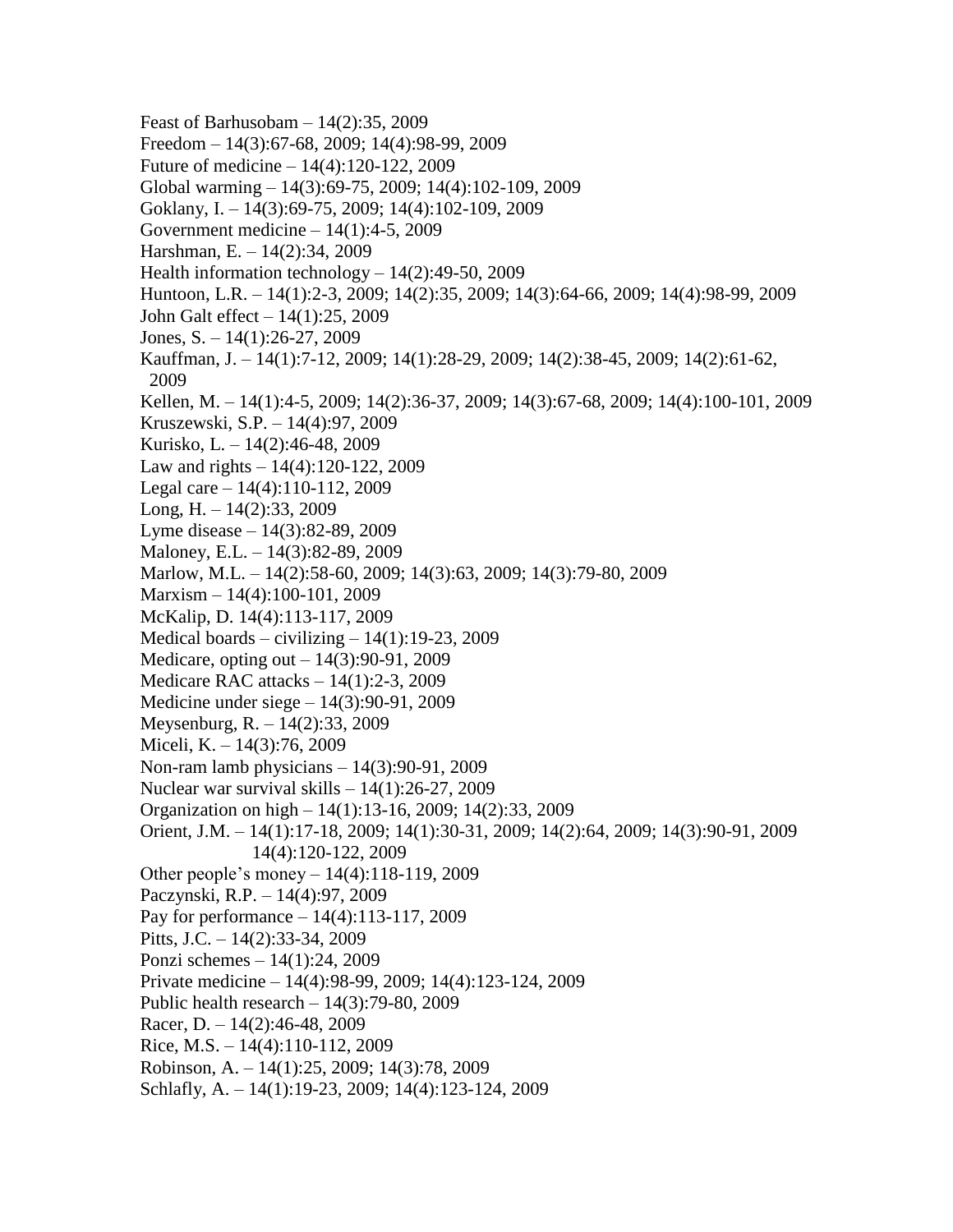Feast of Barhusobam – 14(2):35, 2009
Freedom – 14(3):67-68, 2009; 14(4):98-99, 2009
Future of medicine – 14(4):120-122, 2009
Global warming – 14(3):69-75, 2009; 14(4):102-109, 2009
Goklany, I. – 14(3):69-75, 2009; 14(4):102-109, 2009
Government medicine – 14(1):4-5, 2009
Harshman, E. – 14(2):34, 2009
Health information technology – 14(2):49-50, 2009
Huntoon, L.R. – 14(1):2-3, 2009; 14(2):35, 2009; 14(3):64-66, 2009; 14(4):98-99, 2009
John Galt effect – 14(1):25, 2009
Jones, S. – 14(1):26-27, 2009
Kauffman, J. – 14(1):7-12, 2009; 14(1):28-29, 2009; 14(2):38-45, 2009; 14(2):61-62, 2009
Kellen, M. – 14(1):4-5, 2009; 14(2):36-37, 2009; 14(3):67-68, 2009; 14(4):100-101, 2009
Kruszewski, S.P. – 14(4):97, 2009
Kurisko, L. – 14(2):46-48, 2009
Law and rights – 14(4):120-122, 2009
Legal care – 14(4):110-112, 2009
Long, H. – 14(2):33, 2009
Lyme disease – 14(3):82-89, 2009
Maloney, E.L. – 14(3):82-89, 2009
Marlow, M.L. – 14(2):58-60, 2009; 14(3):63, 2009; 14(3):79-80, 2009
Marxism – 14(4):100-101, 2009
McKalip, D. 14(4):113-117, 2009
Medical boards – civilizing – 14(1):19-23, 2009
Medicare, opting out – 14(3):90-91, 2009
Medicare RAC attacks – 14(1):2-3, 2009
Medicine under siege – 14(3):90-91, 2009
Meysenburg, R. – 14(2):33, 2009
Miceli, K. – 14(3):76, 2009
Non-ram lamb physicians – 14(3):90-91, 2009
Nuclear war survival skills – 14(1):26-27, 2009
Organization on high – 14(1):13-16, 2009; 14(2):33, 2009
Orient, J.M. – 14(1):17-18, 2009; 14(1):30-31, 2009; 14(2):64, 2009; 14(3):90-91, 2009 14(4):120-122, 2009
Other people's money – 14(4):118-119, 2009
Paczynski, R.P. – 14(4):97, 2009
Pay for performance – 14(4):113-117, 2009
Pitts, J.C. – 14(2):33-34, 2009
Ponzi schemes – 14(1):24, 2009
Private medicine – 14(4):98-99, 2009; 14(4):123-124, 2009
Public health research – 14(3):79-80, 2009
Racer, D. – 14(2):46-48, 2009
Rice, M.S. – 14(4):110-112, 2009
Robinson, A. – 14(1):25, 2009; 14(3):78, 2009
Schlafly, A. – 14(1):19-23, 2009; 14(4):123-124, 2009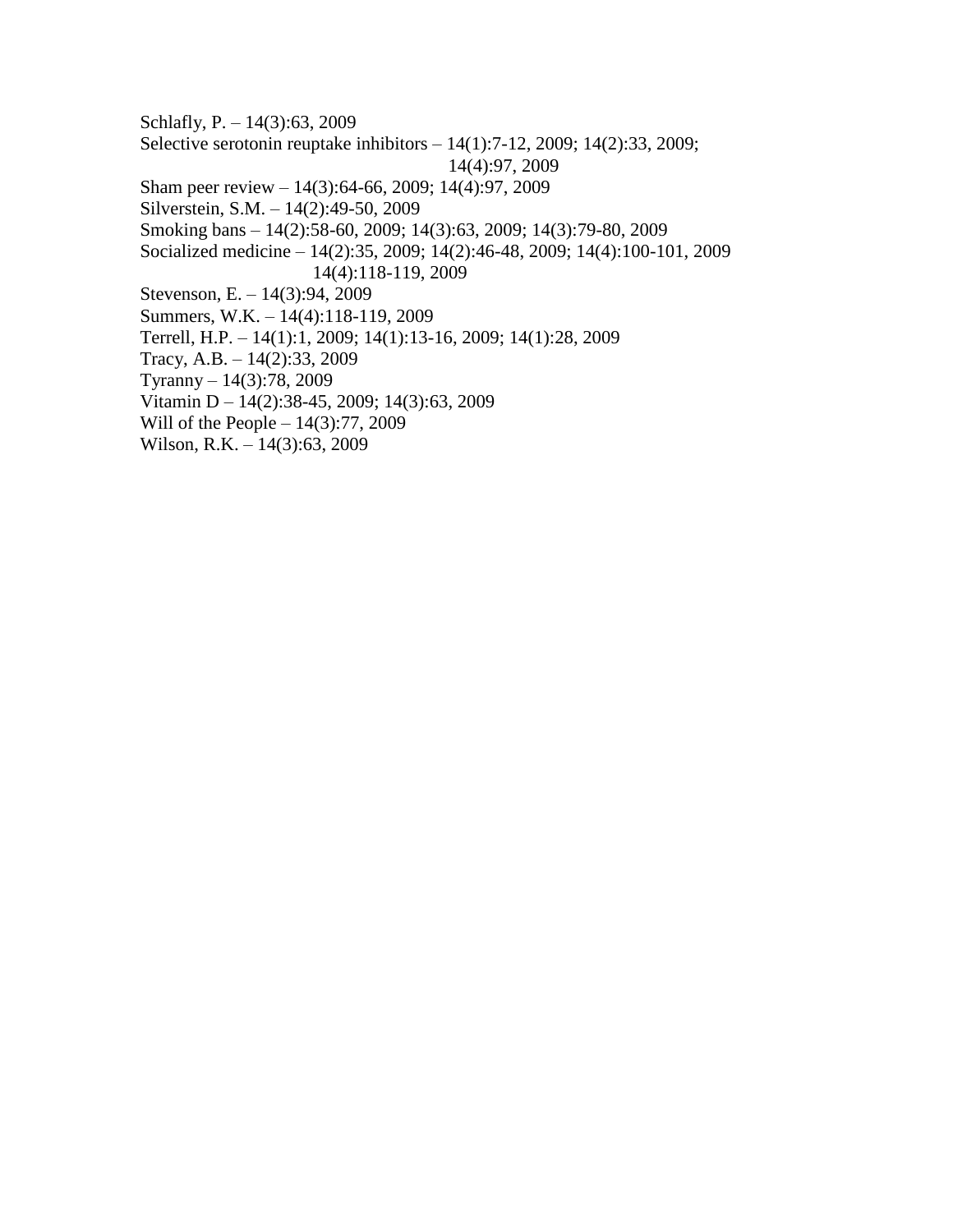Schlafly, P. – 14(3):63, 2009

Selective serotonin reuptake inhibitors – 14(1):7-12, 2009; 14(2):33, 2009; 14(4):97, 2009

Sham peer review – 14(3):64-66, 2009; 14(4):97, 2009

Silverstein, S.M. – 14(2):49-50, 2009

Smoking bans – 14(2):58-60, 2009; 14(3):63, 2009; 14(3):79-80, 2009

Socialized medicine – 14(2):35, 2009; 14(2):46-48, 2009; 14(4):100-101, 2009 14(4):118-119, 2009

Stevenson, E. – 14(3):94, 2009

Summers, W.K. – 14(4):118-119, 2009

Terrell, H.P. – 14(1):1, 2009; 14(1):13-16, 2009; 14(1):28, 2009

Tracy, A.B. – 14(2):33, 2009

Tyranny – 14(3):78, 2009

Vitamin D – 14(2):38-45, 2009; 14(3):63, 2009

Will of the People – 14(3):77, 2009

Wilson, R.K. – 14(3):63, 2009